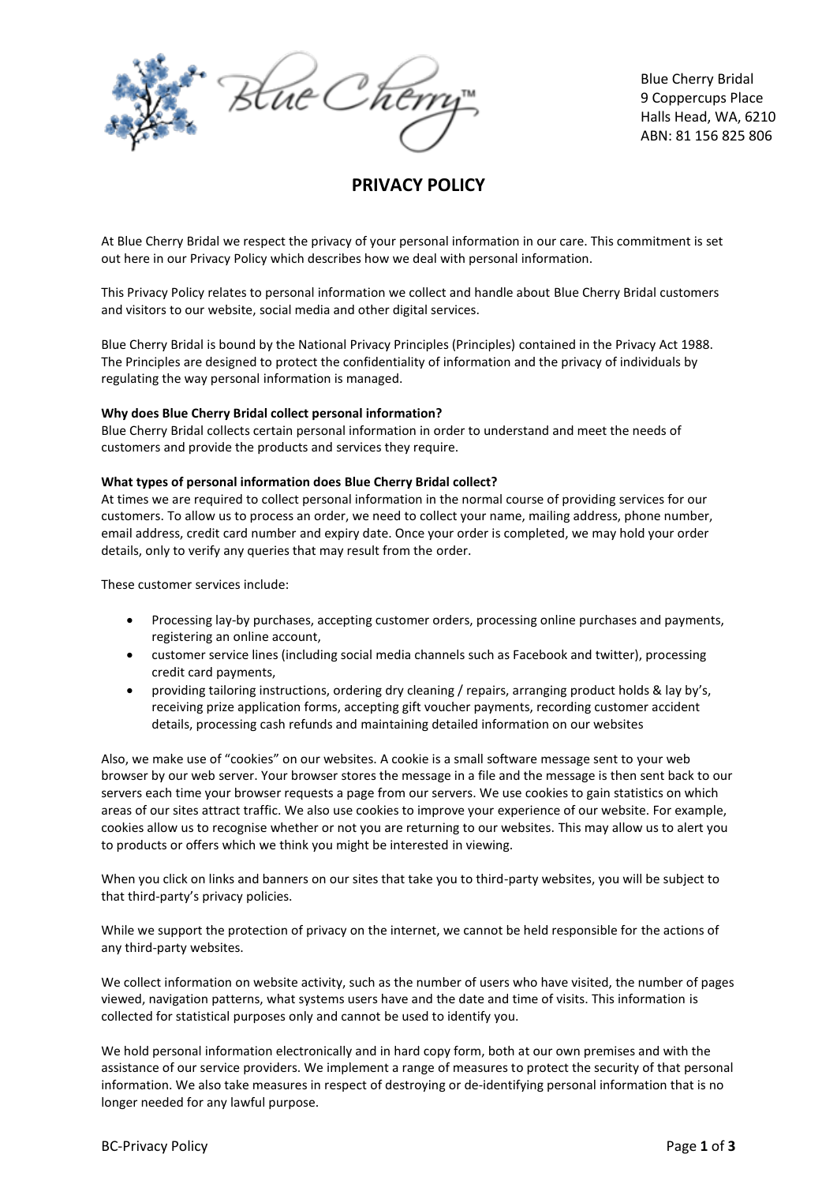Blue Cherry Bridal
9 Coppercups Place
Halls Head, WA, 6210
ABN: 81 156 825 806

# PRIVACY POLICY

At Blue Cherry Bridal we respect the privacy of your personal information in our care. This commitment is set out here in our Privacy Policy which describes how we deal with personal information.

This Privacy Policy relates to personal information we collect and handle about Blue Cherry Bridal customers and visitors to our website, social media and other digital services.

Blue Cherry Bridal is bound by the National Privacy Principles (Principles) contained in the Privacy Act 1988. The Principles are designed to protect the confidentiality of information and the privacy of individuals by regulating the way personal information is managed.

**Why does Blue Cherry Bridal collect personal information?**

Blue Cherry Bridal collects certain personal information in order to understand and meet the needs of customers and provide the products and services they require.

**What types of personal information does Blue Cherry Bridal collect?**

At times we are required to collect personal information in the normal course of providing services for our customers. To allow us to process an order, we need to collect your name, mailing address, phone number, email address, credit card number and expiry date. Once your order is completed, we may hold your order details, only to verify any queries that may result from the order.

These customer services include:

- Processing lay-by purchases, accepting customer orders, processing online purchases and payments, registering an online account,
- customer service lines (including social media channels such as Facebook and twitter), processing credit card payments,
- providing tailoring instructions, ordering dry cleaning / repairs, arranging product holds & lay by's, receiving prize application forms, accepting gift voucher payments, recording customer accident details, processing cash refunds and maintaining detailed information on our websites

Also, we make use of "cookies" on our websites. A cookie is a small software message sent to your web browser by our web server. Your browser stores the message in a file and the message is then sent back to our servers each time your browser requests a page from our servers. We use cookies to gain statistics on which areas of our sites attract traffic. We also use cookies to improve your experience of our website. For example, cookies allow us to recognise whether or not you are returning to our websites. This may allow us to alert you to products or offers which we think you might be interested in viewing.

When you click on links and banners on our sites that take you to third-party websites, you will be subject to that third-party's privacy policies.

While we support the protection of privacy on the internet, we cannot be held responsible for the actions of any third-party websites.

We collect information on website activity, such as the number of users who have visited, the number of pages viewed, navigation patterns, what systems users have and the date and time of visits. This information is collected for statistical purposes only and cannot be used to identify you.

We hold personal information electronically and in hard copy form, both at our own premises and with the assistance of our service providers. We implement a range of measures to protect the security of that personal information. We also take measures in respect of destroying or de-identifying personal information that is no longer needed for any lawful purpose.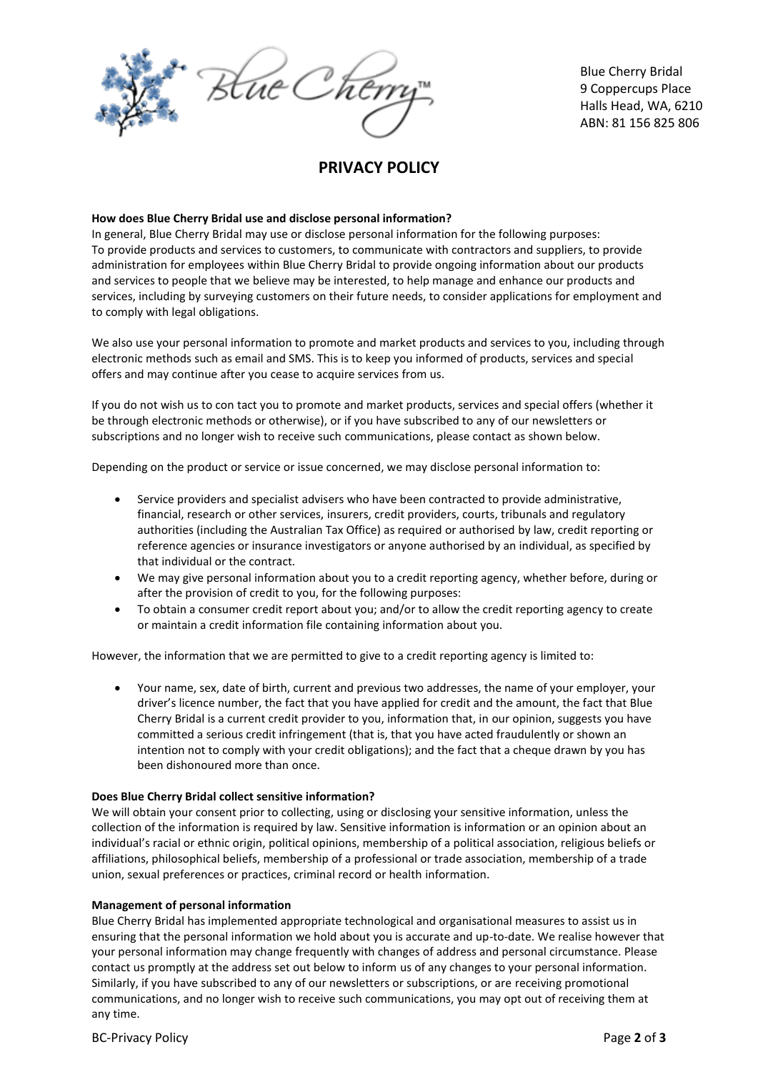Blue Cherry Bridal
9 Coppercups Place
Halls Head, WA, 6210
ABN: 81 156 825 806

# PRIVACY POLICY

**How does Blue Cherry Bridal use and disclose personal information?**

In general, Blue Cherry Bridal may use or disclose personal information for the following purposes:
To provide products and services to customers, to communicate with contractors and suppliers, to provide administration for employees within Blue Cherry Bridal to provide ongoing information about our products and services to people that we believe may be interested, to help manage and enhance our products and services, including by surveying customers on their future needs, to consider applications for employment and to comply with legal obligations.

We also use your personal information to promote and market products and services to you, including through electronic methods such as email and SMS. This is to keep you informed of products, services and special offers and may continue after you cease to acquire services from us.

If you do not wish us to con tact you to promote and market products, services and special offers (whether it be through electronic methods or otherwise), or if you have subscribed to any of our newsletters or subscriptions and no longer wish to receive such communications, please contact as shown below.

Depending on the product or service or issue concerned, we may disclose personal information to:

- Service providers and specialist advisers who have been contracted to provide administrative, financial, research or other services, insurers, credit providers, courts, tribunals and regulatory authorities (including the Australian Tax Office) as required or authorised by law, credit reporting or reference agencies or insurance investigators or anyone authorised by an individual, as specified by that individual or the contract.
- We may give personal information about you to a credit reporting agency, whether before, during or after the provision of credit to you, for the following purposes:
- To obtain a consumer credit report about you; and/or to allow the credit reporting agency to create or maintain a credit information file containing information about you.

However, the information that we are permitted to give to a credit reporting agency is limited to:

- Your name, sex, date of birth, current and previous two addresses, the name of your employer, your driver's licence number, the fact that you have applied for credit and the amount, the fact that Blue Cherry Bridal is a current credit provider to you, information that, in our opinion, suggests you have committed a serious credit infringement (that is, that you have acted fraudulently or shown an intention not to comply with your credit obligations); and the fact that a cheque drawn by you has been dishonoured more than once.

**Does Blue Cherry Bridal collect sensitive information?**

We will obtain your consent prior to collecting, using or disclosing your sensitive information, unless the collection of the information is required by law. Sensitive information is information or an opinion about an individual's racial or ethnic origin, political opinions, membership of a political association, religious beliefs or affiliations, philosophical beliefs, membership of a professional or trade association, membership of a trade union, sexual preferences or practices, criminal record or health information.

**Management of personal information**

Blue Cherry Bridal has implemented appropriate technological and organisational measures to assist us in ensuring that the personal information we hold about you is accurate and up-to-date. We realise however that your personal information may change frequently with changes of address and personal circumstance. Please contact us promptly at the address set out below to inform us of any changes to your personal information. Similarly, if you have subscribed to any of our newsletters or subscriptions, or are receiving promotional communications, and no longer wish to receive such communications, you may opt out of receiving them at any time.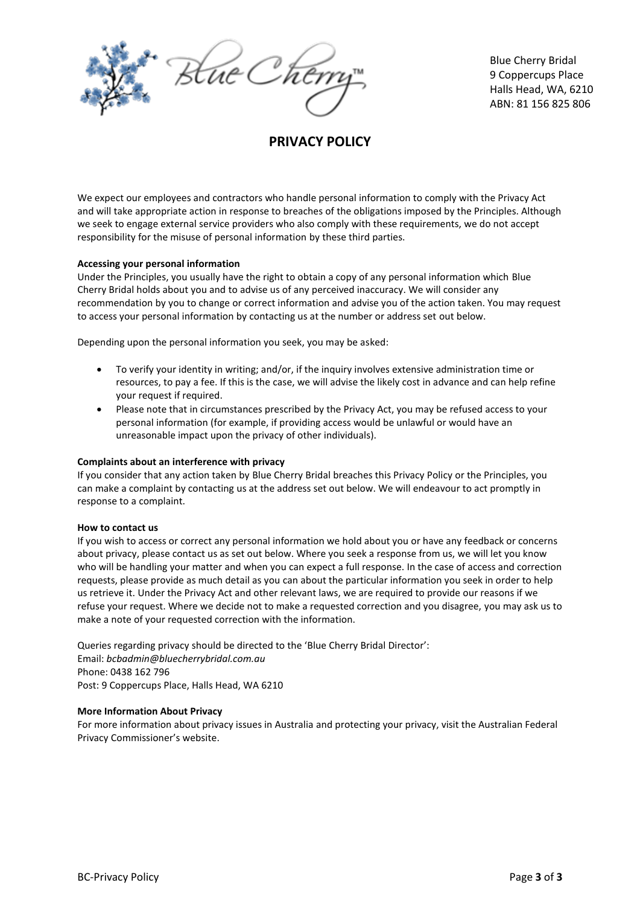Blue Cherry Bridal
9 Coppercups Place
Halls Head, WA, 6210
ABN: 81 156 825 806

# PRIVACY POLICY

We expect our employees and contractors who handle personal information to comply with the Privacy Act and will take appropriate action in response to breaches of the obligations imposed by the Principles. Although we seek to engage external service providers who also comply with these requirements, we do not accept responsibility for the misuse of personal information by these third parties.

**Accessing your personal information**

Under the Principles, you usually have the right to obtain a copy of any personal information which Blue Cherry Bridal holds about you and to advise us of any perceived inaccuracy. We will consider any recommendation by you to change or correct information and advise you of the action taken. You may request to access your personal information by contacting us at the number or address set out below.

Depending upon the personal information you seek, you may be asked:

- To verify your identity in writing; and/or, if the inquiry involves extensive administration time or resources, to pay a fee. If this is the case, we will advise the likely cost in advance and can help refine your request if required.
- Please note that in circumstances prescribed by the Privacy Act, you may be refused access to your personal information (for example, if providing access would be unlawful or would have an unreasonable impact upon the privacy of other individuals).

**Complaints about an interference with privacy**

If you consider that any action taken by Blue Cherry Bridal breaches this Privacy Policy or the Principles, you can make a complaint by contacting us at the address set out below. We will endeavour to act promptly in response to a complaint.

**How to contact us**

If you wish to access or correct any personal information we hold about you or have any feedback or concerns about privacy, please contact us as set out below. Where you seek a response from us, we will let you know who will be handling your matter and when you can expect a full response. In the case of access and correction requests, please provide as much detail as you can about the particular information you seek in order to help us retrieve it. Under the Privacy Act and other relevant laws, we are required to provide our reasons if we refuse your request. Where we decide not to make a requested correction and you disagree, you may ask us to make a note of your requested correction with the information.

Queries regarding privacy should be directed to the 'Blue Cherry Bridal Director':
Email: *bcbadmin@bluecherrybridal.com.au*
Phone: 0438 162 796
Post: 9 Coppercups Place, Halls Head, WA 6210

**More Information About Privacy**

For more information about privacy issues in Australia and protecting your privacy, visit the Australian Federal Privacy Commissioner's website.